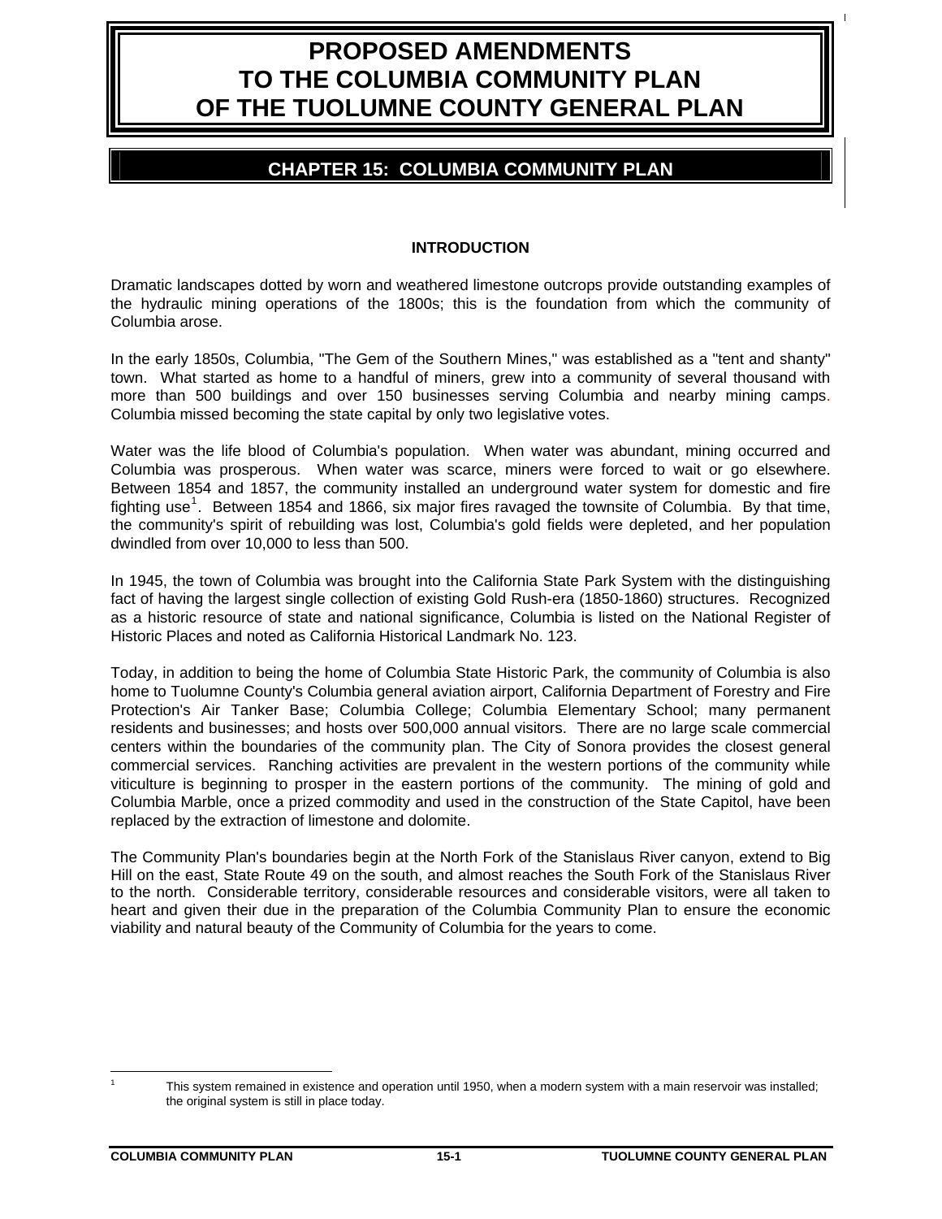# PROPOSED AMENDMENTS TO THE COLUMBIA COMMUNITY PLAN OF THE TUOLUMNE COUNTY GENERAL PLAN

## CHAPTER 15: COLUMBIA COMMUNITY PLAN

### INTRODUCTION

Dramatic landscapes dotted by worn and weathered limestone outcrops provide outstanding examples of the hydraulic mining operations of the 1800s; this is the foundation from which the community of Columbia arose.

In the early 1850s, Columbia, "The Gem of the Southern Mines," was established as a "tent and shanty" town. What started as home to a handful of miners, grew into a community of several thousand with more than 500 buildings and over 150 businesses serving Columbia and nearby mining camps. Columbia missed becoming the state capital by only two legislative votes.

Water was the life blood of Columbia's population. When water was abundant, mining occurred and Columbia was prosperous. When water was scarce, miners were forced to wait or go elsewhere. Between 1854 and 1857, the community installed an underground water system for domestic and fire fighting use[1]. Between 1854 and 1866, six major fires ravaged the townsite of Columbia. By that time, the community's spirit of rebuilding was lost, Columbia's gold fields were depleted, and her population dwindled from over 10,000 to less than 500.

In 1945, the town of Columbia was brought into the California State Park System with the distinguishing fact of having the largest single collection of existing Gold Rush-era (1850-1860) structures. Recognized as a historic resource of state and national significance, Columbia is listed on the National Register of Historic Places and noted as California Historical Landmark No. 123.

Today, in addition to being the home of Columbia State Historic Park, the community of Columbia is also home to Tuolumne County's Columbia general aviation airport, California Department of Forestry and Fire Protection's Air Tanker Base; Columbia College; Columbia Elementary School; many permanent residents and businesses; and hosts over 500,000 annual visitors. There are no large scale commercial centers within the boundaries of the community plan. The City of Sonora provides the closest general commercial services. Ranching activities are prevalent in the western portions of the community while viticulture is beginning to prosper in the eastern portions of the community. The mining of gold and Columbia Marble, once a prized commodity and used in the construction of the State Capitol, have been replaced by the extraction of limestone and dolomite.

The Community Plan's boundaries begin at the North Fork of the Stanislaus River canyon, extend to Big Hill on the east, State Route 49 on the south, and almost reaches the South Fork of the Stanislaus River to the north. Considerable territory, considerable resources and considerable visitors, were all taken to heart and given their due in the preparation of the Columbia Community Plan to ensure the economic viability and natural beauty of the Community of Columbia for the years to come.

[1] This system remained in existence and operation until 1950, when a modern system with a main reservoir was installed; the original system is still in place today.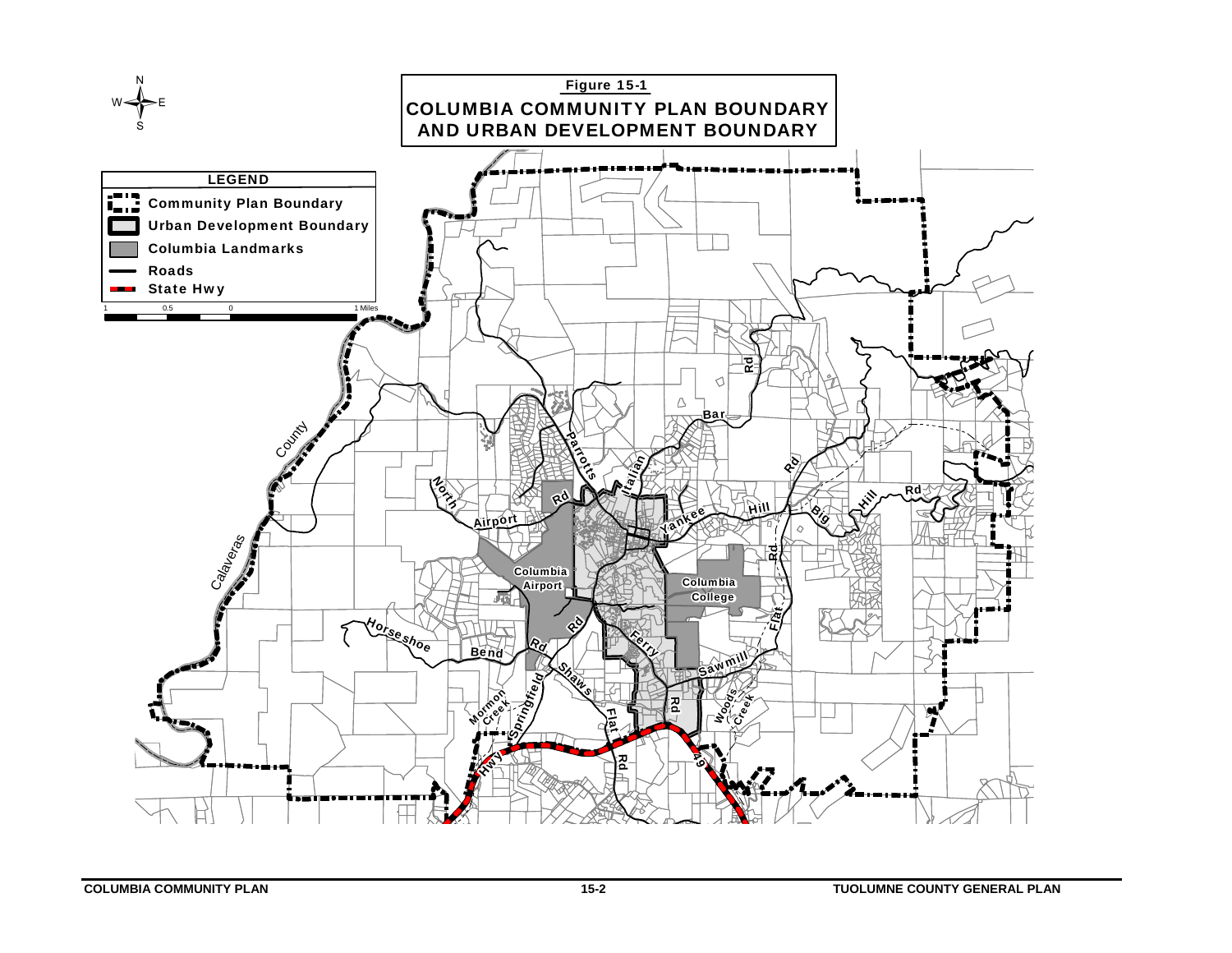**Figure 15-1**

## COLUMBIA COMMUNITY PLAN BOUNDARY AND URBAN DEVELOPMENT BOUNDARY

**LEGEND**

- Community Plan Boundary
- Urban Development Boundary
- Columbia Landmarks
- Roads
- State Hwy

1 0.5 0 1 Miles

Columbia Airport

Columbia College

Calaveras County

North Airport Rd

Parrotts Ferry Rd

Italian Bar Rd

Yankee Hill Rd

Big Hill Rd

Horseshoe Bend Rd

Springfield Rd

Shaws Flat Rd

Sawmill Flat Rd

Mormon Creek

Woods Creek

Hwy 49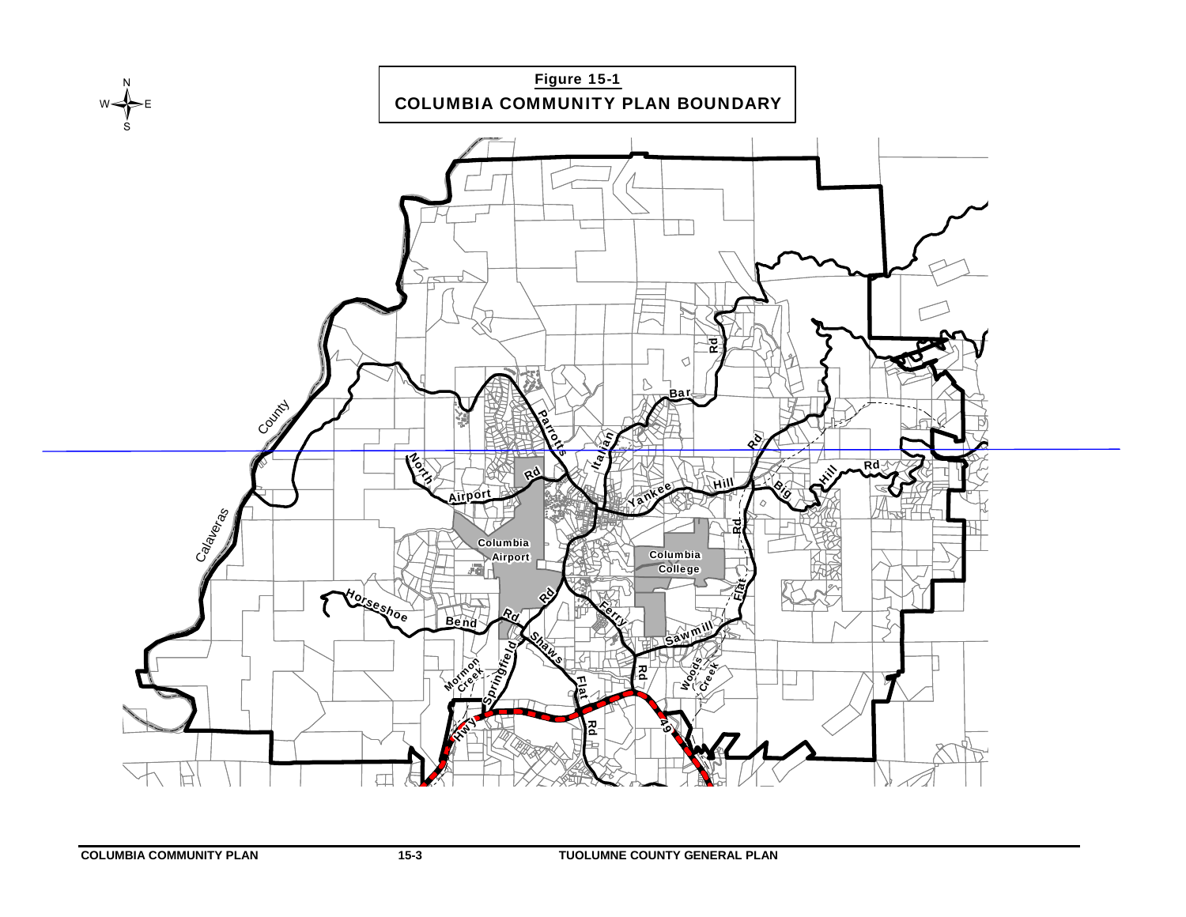**Figure 15-1**

**COLUMBIA COMMUNITY PLAN BOUNDARY**

N
W E
S

County
Calaveras
Parrotts
Bar
Rd
Rd
Italian
North
Rd
Airport
Yankee
Hill
Big
Hill
Rd
Rd
Columbia
Airport
Columbia
College
Flat
Horseshoe
Rd
Bend
Rd
Ferry
Sawmill
Shaws
Mormon
Creek
Springfield
Rd
Woods
Creek
Flat
Hwy
Rd
49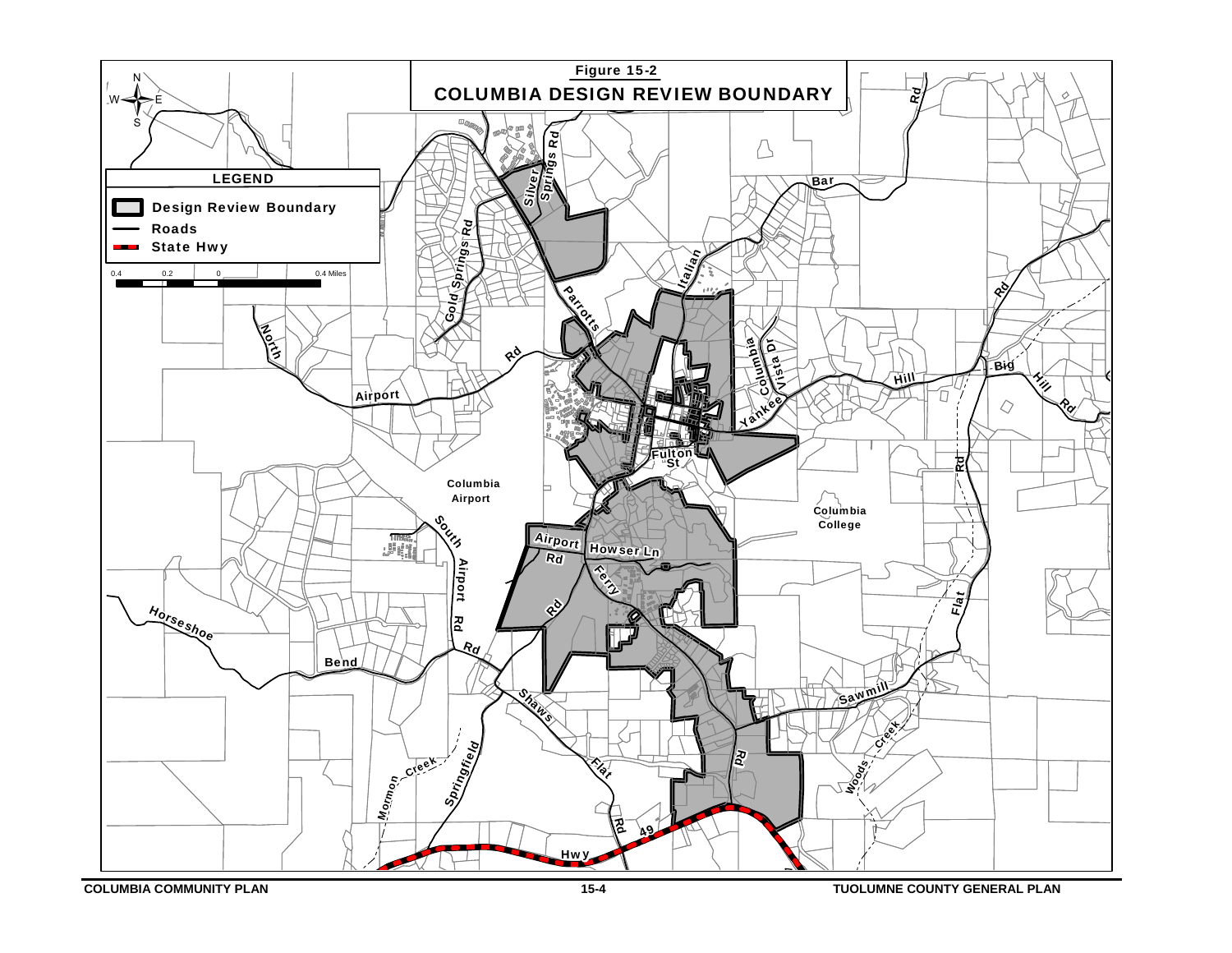Figure 15-2

COLUMBIA DESIGN REVIEW BOUNDARY

LEGEND

Design Review Boundary

Roads

State Hwy

0.4 0.2 0 0.4 Miles

N
W E
S

Silver Springs Rd
Gold Springs Rd
Parrotts
Italian Bar Rd
Rd
North Airport Rd
Columbia
Vista Dr
Yankee Hill
Big Hill Rd
Rd
Fulton St
Columbia Airport
Columbia College
South Airport Rd
Airport Rd
Howser Ln
Ferry Rd
Horseshoe Bend Rd
Flat Rd
Sawmill
Woods Creek
Shaws Flat Rd
Springfield Rd
Mormon Creek
Rd
Hwy 49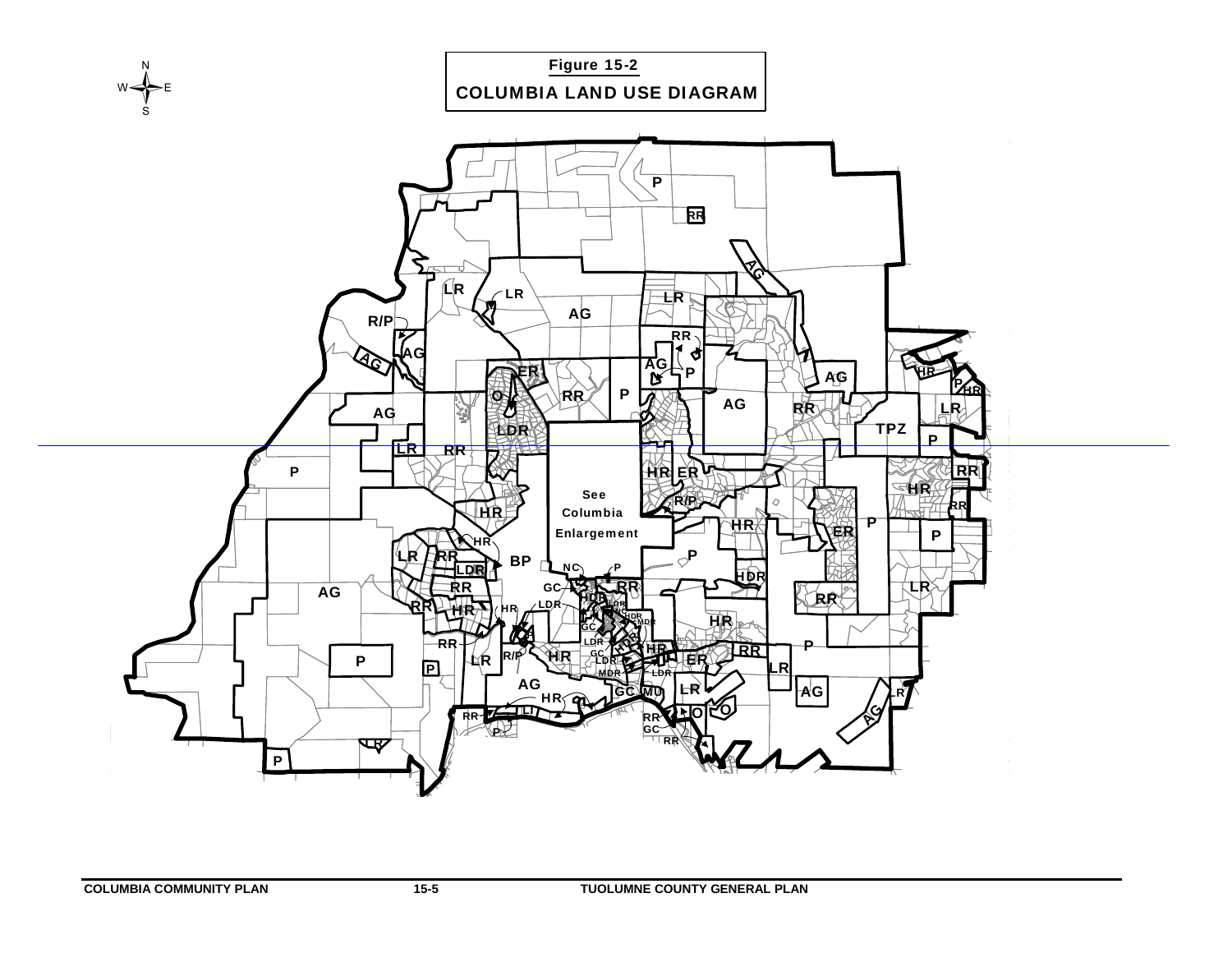## Figure 15-2

## COLUMBIA LAND USE DIAGRAM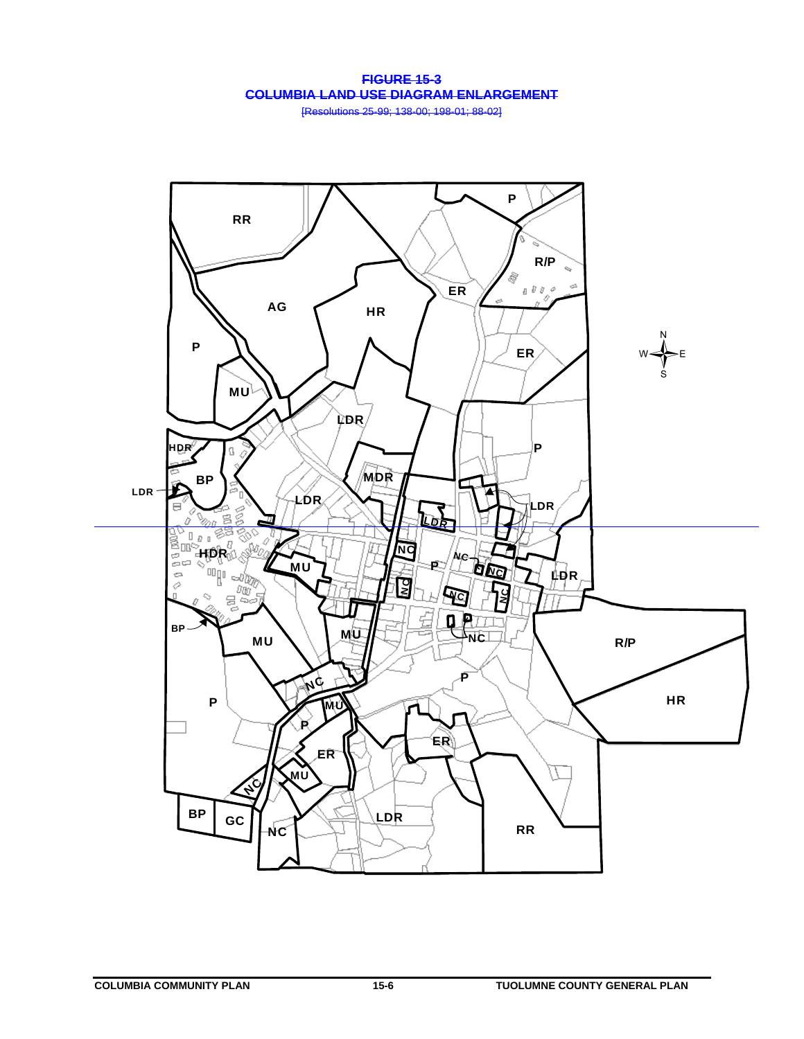**FIGURE 15-3**
**COLUMBIA LAND USE DIAGRAM ENLARGEMENT**
[Resolutions 25-99; 138-00; 198-01; 88-02]

RR
P
R/P
AG
HR
ER
P
ER
MU
LDR
P
HDR
BP
MDR
LDR
LDR
LDR
LDR
NC
HDR
MU
P
NC
NC
LDR
NC
NC
NC
NC
BP
MU
MU
NC
R/P
P
NC
HR
P
MU
P
ER
ER
MU
NC
BP
GC
NC
LDR
RR

N
W
E
S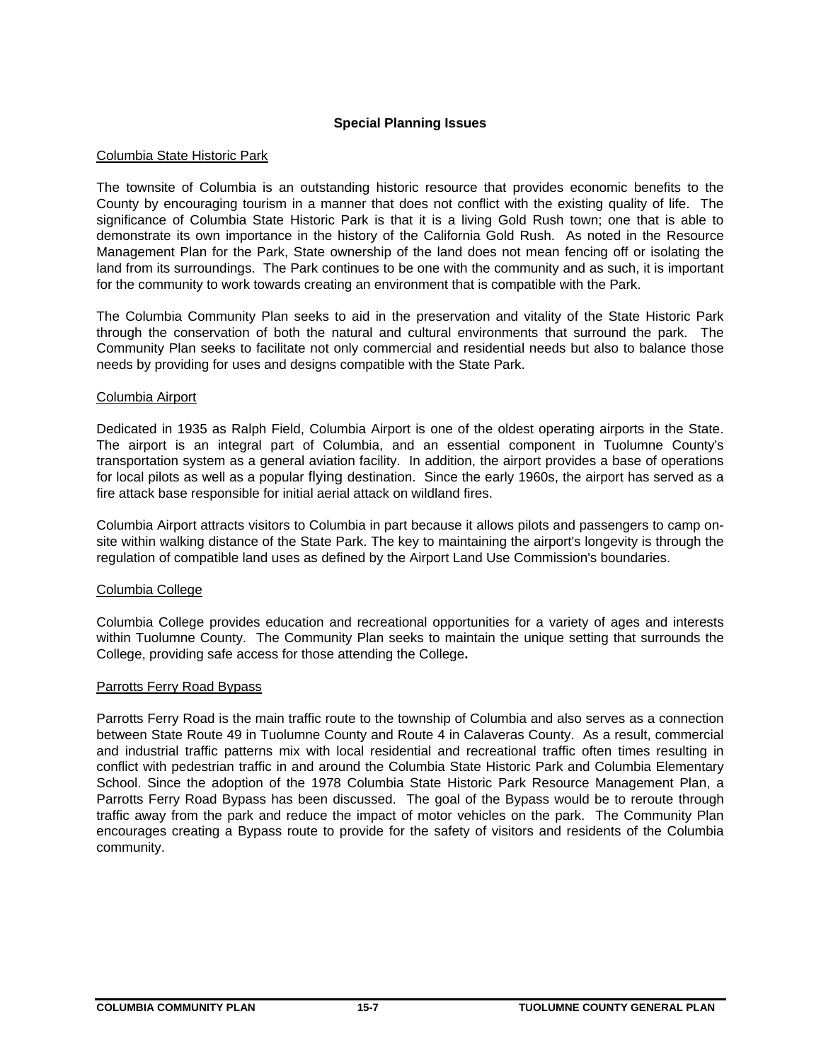## Special Planning Issues

<u>Columbia State Historic Park</u>

The townsite of Columbia is an outstanding historic resource that provides economic benefits to the County by encouraging tourism in a manner that does not conflict with the existing quality of life. The significance of Columbia State Historic Park is that it is a living Gold Rush town; one that is able to demonstrate its own importance in the history of the California Gold Rush. As noted in the Resource Management Plan for the Park, State ownership of the land does not mean fencing off or isolating the land from its surroundings. The Park continues to be one with the community and as such, it is important for the community to work towards creating an environment that is compatible with the Park.

The Columbia Community Plan seeks to aid in the preservation and vitality of the State Historic Park through the conservation of both the natural and cultural environments that surround the park. The Community Plan seeks to facilitate not only commercial and residential needs but also to balance those needs by providing for uses and designs compatible with the State Park.

<u>Columbia Airport</u>

Dedicated in 1935 as Ralph Field, Columbia Airport is one of the oldest operating airports in the State. The airport is an integral part of Columbia, and an essential component in Tuolumne County's transportation system as a general aviation facility. In addition, the airport provides a base of operations for local pilots as well as a popular flying destination. Since the early 1960s, the airport has served as a fire attack base responsible for initial aerial attack on wildland fires.

Columbia Airport attracts visitors to Columbia in part because it allows pilots and passengers to camp on-site within walking distance of the State Park. The key to maintaining the airport's longevity is through the regulation of compatible land uses as defined by the Airport Land Use Commission's boundaries.

<u>Columbia College</u>

Columbia College provides education and recreational opportunities for a variety of ages and interests within Tuolumne County. The Community Plan seeks to maintain the unique setting that surrounds the College, providing safe access for those attending the College.

<u>Parrotts Ferry Road Bypass</u>

Parrotts Ferry Road is the main traffic route to the township of Columbia and also serves as a connection between State Route 49 in Tuolumne County and Route 4 in Calaveras County. As a result, commercial and industrial traffic patterns mix with local residential and recreational traffic often times resulting in conflict with pedestrian traffic in and around the Columbia State Historic Park and Columbia Elementary School. Since the adoption of the 1978 Columbia State Historic Park Resource Management Plan, a Parrotts Ferry Road Bypass has been discussed. The goal of the Bypass would be to reroute through traffic away from the park and reduce the impact of motor vehicles on the park. The Community Plan encourages creating a Bypass route to provide for the safety of visitors and residents of the Columbia community.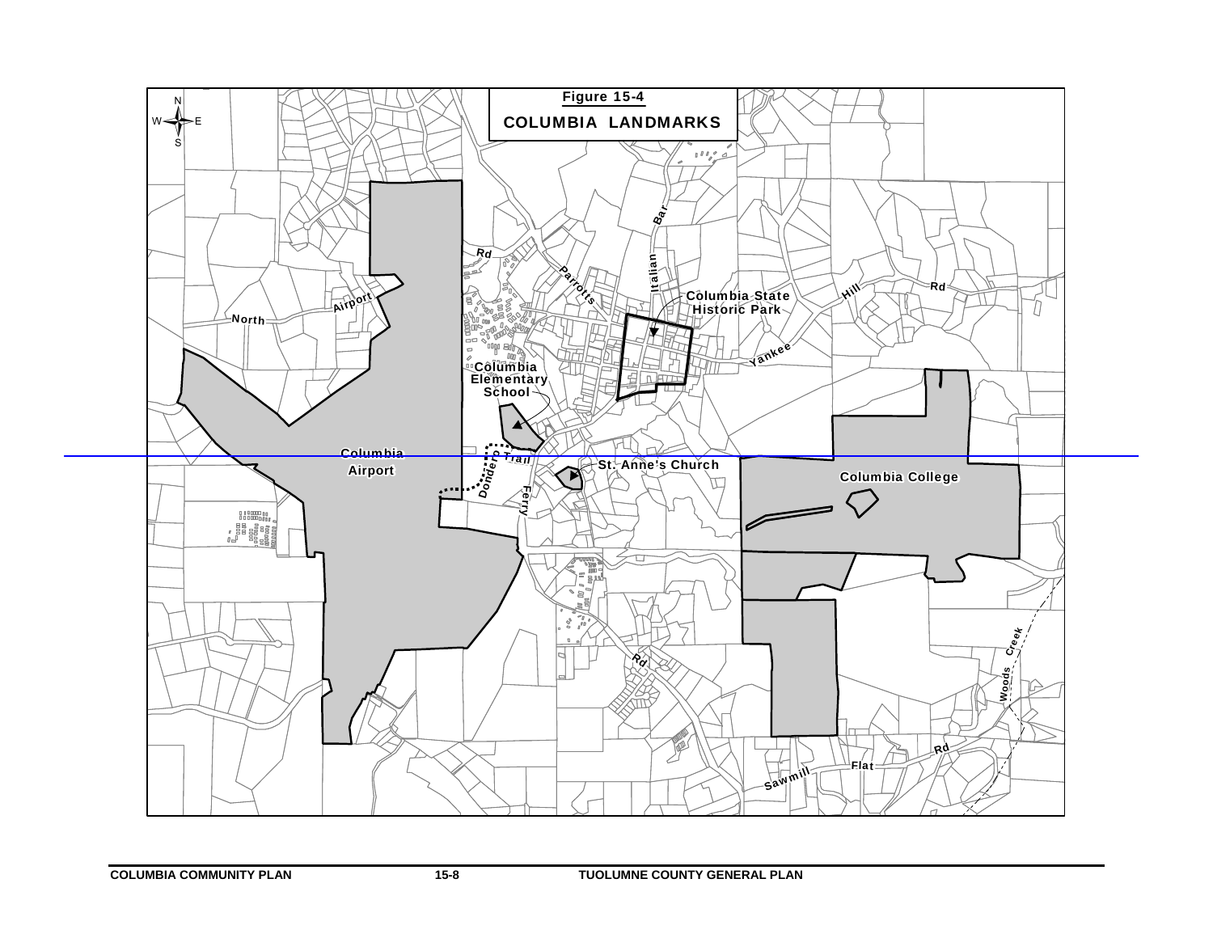**Figure 15-4**

**COLUMBIA LANDMARKS**

Columbia State Historic Park

Columbia Elementary School

Columbia Airport

St. Anne's Church

Columbia College

North Airport Rd

Parrotts Ferry Rd

Italian Bar

Yankee Hill Rd

Donderō Trail

Woods Creek

Sawmill Flat Rd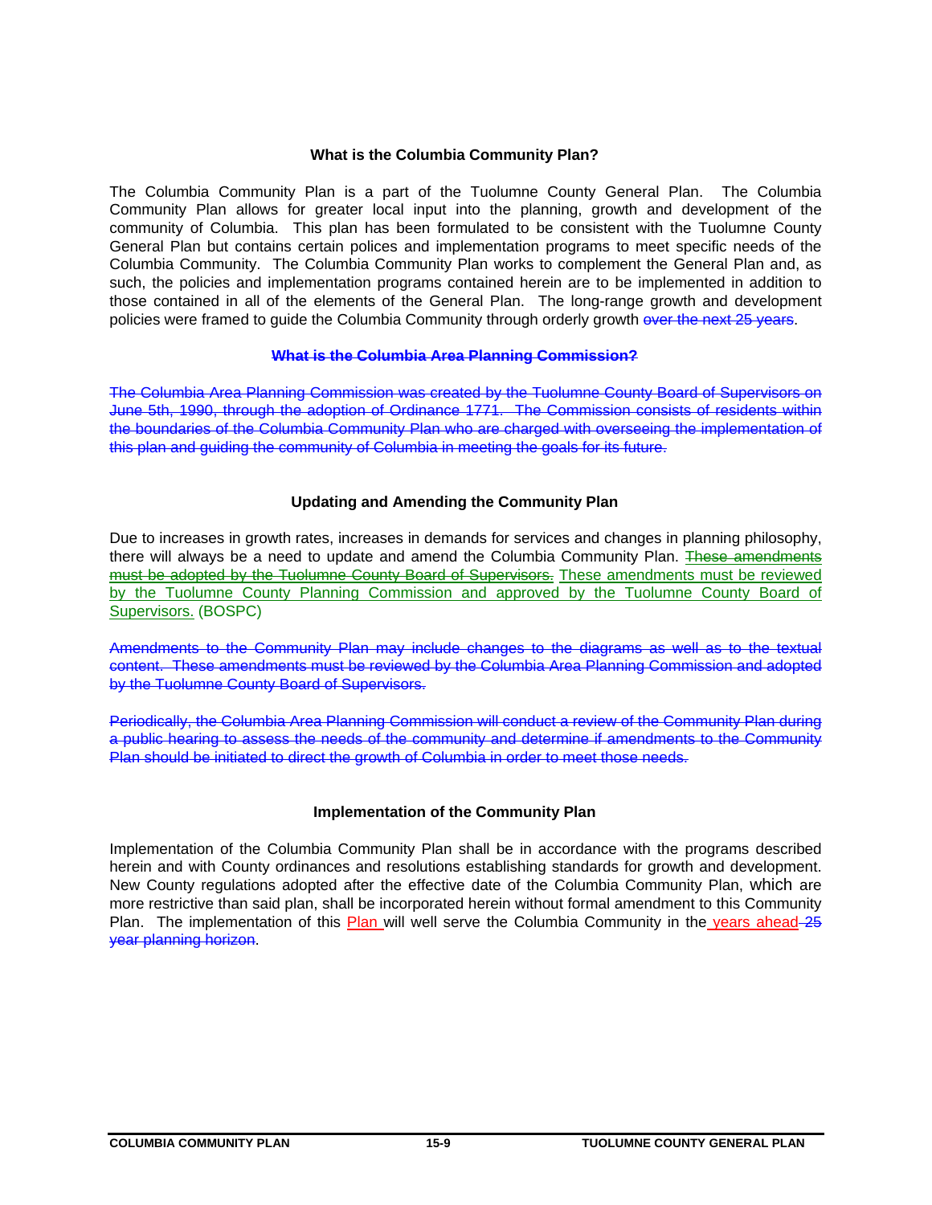**What is the Columbia Community Plan?**

The Columbia Community Plan is a part of the Tuolumne County General Plan. The Columbia Community Plan allows for greater local input into the planning, growth and development of the community of Columbia. This plan has been formulated to be consistent with the Tuolumne County General Plan but contains certain polices and implementation programs to meet specific needs of the Columbia Community. The Columbia Community Plan works to complement the General Plan and, as such, the policies and implementation programs contained herein are to be implemented in addition to those contained in all of the elements of the General Plan. The long-range growth and development policies were framed to guide the Columbia Community through orderly growth ~~over the next 25 years~~.

~~**What is the Columbia Area Planning Commission?**~~

~~The Columbia Area Planning Commission was created by the Tuolumne County Board of Supervisors on June 5th, 1990, through the adoption of Ordinance 1771. The Commission consists of residents within the boundaries of the Columbia Community Plan who are charged with overseeing the implementation of this plan and guiding the community of Columbia in meeting the goals for its future.~~

**Updating and Amending the Community Plan**

Due to increases in growth rates, increases in demands for services and changes in planning philosophy, there will always be a need to update and amend the Columbia Community Plan. ~~These amendments must be adopted by the Tuolumne County Board of Supervisors.~~ These amendments must be reviewed by the Tuolumne County Planning Commission and approved by the Tuolumne County Board of Supervisors. (BOSPC)

~~Amendments to the Community Plan may include changes to the diagrams as well as to the textual content. These amendments must be reviewed by the Columbia Area Planning Commission and adopted by the Tuolumne County Board of Supervisors.~~

~~Periodically, the Columbia Area Planning Commission will conduct a review of the Community Plan during a public hearing to assess the needs of the community and determine if amendments to the Community Plan should be initiated to direct the growth of Columbia in order to meet those needs.~~

**Implementation of the Community Plan**

Implementation of the Columbia Community Plan shall be in accordance with the programs described herein and with County ordinances and resolutions establishing standards for growth and development. New County regulations adopted after the effective date of the Columbia Community Plan, which are more restrictive than said plan, shall be incorporated herein without formal amendment to this Community Plan. The implementation of this Plan will well serve the Columbia Community in the years ahead ~~25 year planning horizon~~.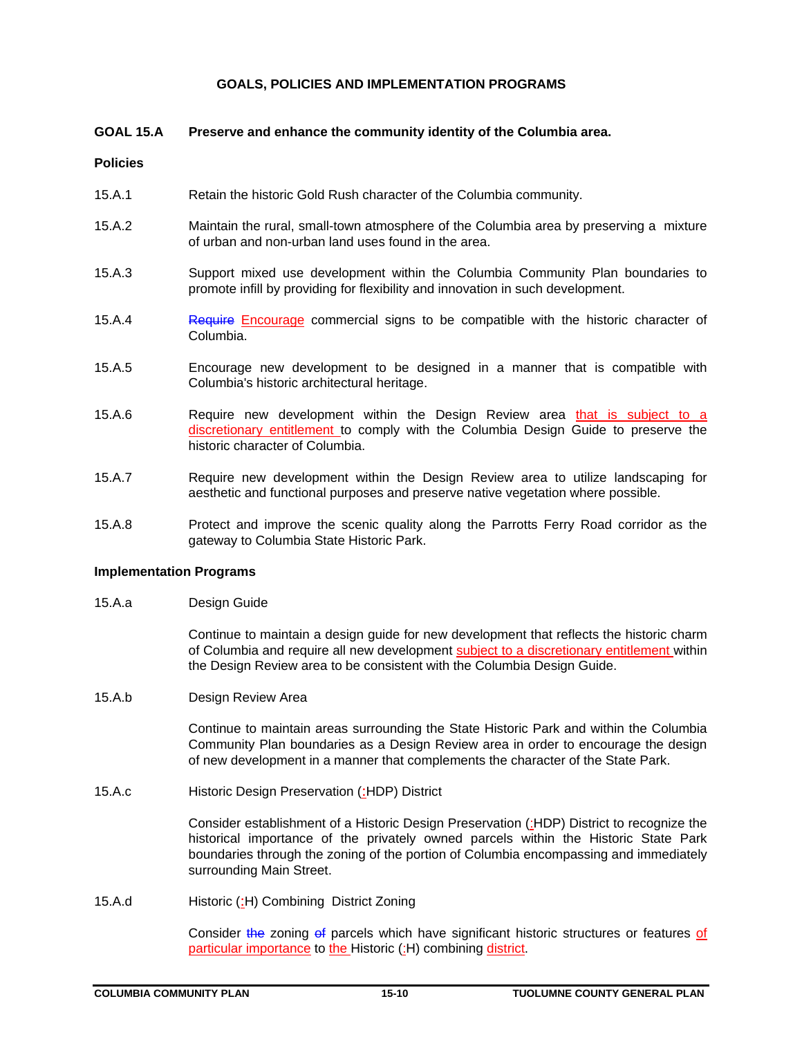## GOALS, POLICIES AND IMPLEMENTATION PROGRAMS

### GOAL 15.A Preserve and enhance the community identity of the Columbia area.

#### Policies

15.A.1 Retain the historic Gold Rush character of the Columbia community.

15.A.2 Maintain the rural, small-town atmosphere of the Columbia area by preserving a mixture of urban and non-urban land uses found in the area.

15.A.3 Support mixed use development within the Columbia Community Plan boundaries to promote infill by providing for flexibility and innovation in such development.

15.A.4 ~~Require~~ <u>Encourage</u> commercial signs to be compatible with the historic character of Columbia.

15.A.5 Encourage new development to be designed in a manner that is compatible with Columbia's historic architectural heritage.

15.A.6 Require new development within the Design Review area <u>that is subject to a discretionary entitlement</u> to comply with the Columbia Design Guide to preserve the historic character of Columbia.

15.A.7 Require new development within the Design Review area to utilize landscaping for aesthetic and functional purposes and preserve native vegetation where possible.

15.A.8 Protect and improve the scenic quality along the Parrotts Ferry Road corridor as the gateway to Columbia State Historic Park.

#### Implementation Programs

15.A.a Design Guide

Continue to maintain a design guide for new development that reflects the historic charm of Columbia and require all new development <u>subject to a discretionary entitlement</u> within the Design Review area to be consistent with the Columbia Design Guide.

15.A.b Design Review Area

Continue to maintain areas surrounding the State Historic Park and within the Columbia Community Plan boundaries as a Design Review area in order to encourage the design of new development in a manner that complements the character of the State Park.

15.A.c Historic Design Preservation (<u>:</u>HDP) District

Consider establishment of a Historic Design Preservation (<u>:</u>HDP) District to recognize the historical importance of the privately owned parcels within the Historic State Park boundaries through the zoning of the portion of Columbia encompassing and immediately surrounding Main Street.

15.A.d Historic (<u>:</u>H) Combining District Zoning

Consider ~~the~~ zoning ~~of~~ parcels which have significant historic structures or features <u>of particular importance</u> to <u>the</u> Historic (<u>:</u>H) combining <u>district</u>.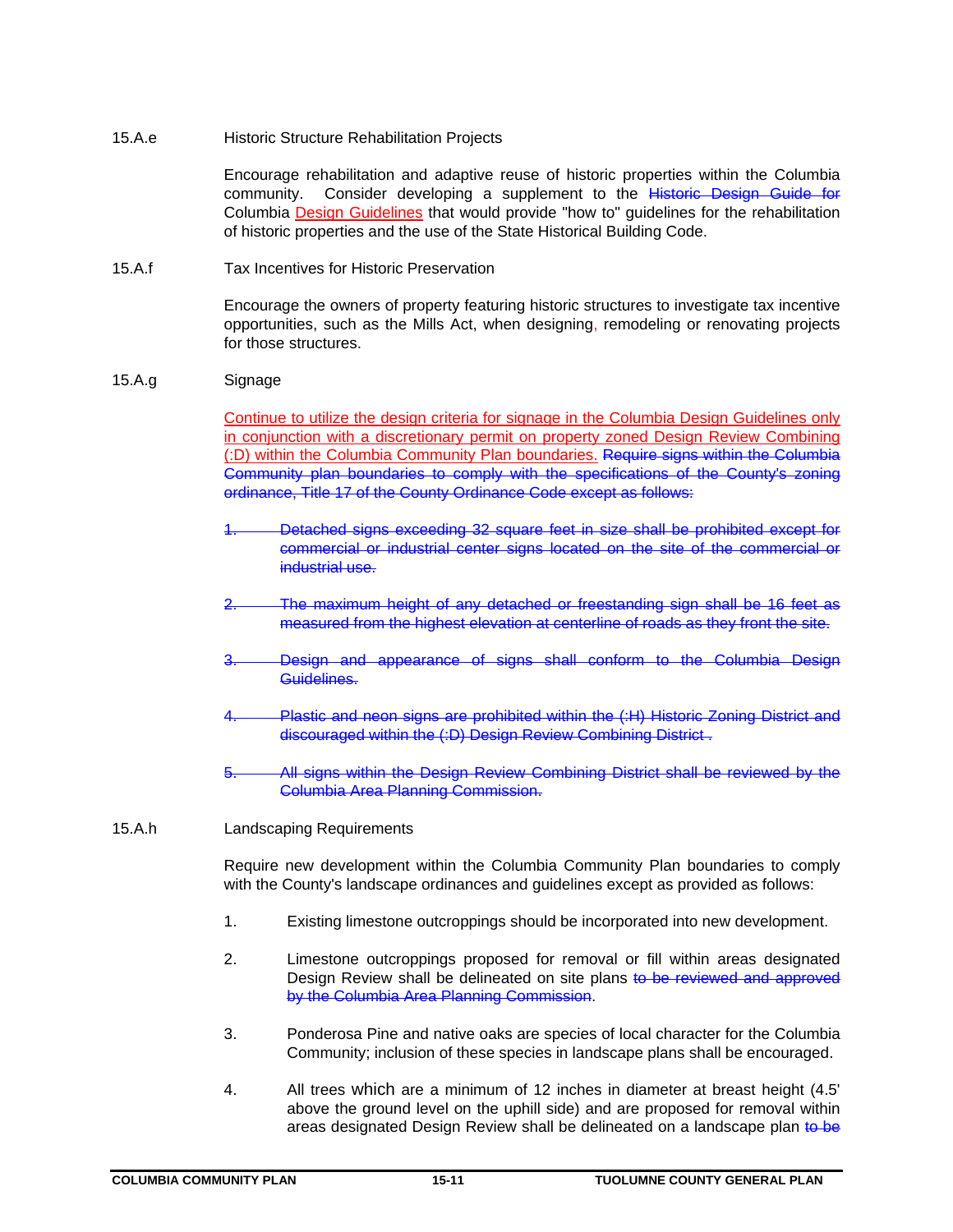15.A.e Historic Structure Rehabilitation Projects

Encourage rehabilitation and adaptive reuse of historic properties within the Columbia community. Consider developing a supplement to the ~~Historic Design Guide for~~ Columbia Design Guidelines that would provide "how to" guidelines for the rehabilitation of historic properties and the use of the State Historical Building Code.

15.A.f Tax Incentives for Historic Preservation

Encourage the owners of property featuring historic structures to investigate tax incentive opportunities, such as the Mills Act, when designing, remodeling or renovating projects for those structures.

15.A.g Signage

Continue to utilize the design criteria for signage in the Columbia Design Guidelines only in conjunction with a discretionary permit on property zoned Design Review Combining (:D) within the Columbia Community Plan boundaries. ~~Require signs within the Columbia Community plan boundaries to comply with the specifications of the County's zoning ordinance, Title 17 of the County Ordinance Code except as follows:~~

~~1. Detached signs exceeding 32 square feet in size shall be prohibited except for commercial or industrial center signs located on the site of the commercial or industrial use.~~

~~2. The maximum height of any detached or freestanding sign shall be 16 feet as measured from the highest elevation at centerline of roads as they front the site.~~

~~3. Design and appearance of signs shall conform to the Columbia Design Guidelines.~~

~~4. Plastic and neon signs are prohibited within the (:H) Historic Zoning District and discouraged within the (:D) Design Review Combining District .~~

~~5. All signs within the Design Review Combining District shall be reviewed by the Columbia Area Planning Commission.~~

15.A.h Landscaping Requirements

Require new development within the Columbia Community Plan boundaries to comply with the County's landscape ordinances and guidelines except as provided as follows:

1. Existing limestone outcroppings should be incorporated into new development.

2. Limestone outcroppings proposed for removal or fill within areas designated Design Review shall be delineated on site plans ~~to be reviewed and approved by the Columbia Area Planning Commission~~.

3. Ponderosa Pine and native oaks are species of local character for the Columbia Community; inclusion of these species in landscape plans shall be encouraged.

4. All trees which are a minimum of 12 inches in diameter at breast height (4.5' above the ground level on the uphill side) and are proposed for removal within areas designated Design Review shall be delineated on a landscape plan ~~to be~~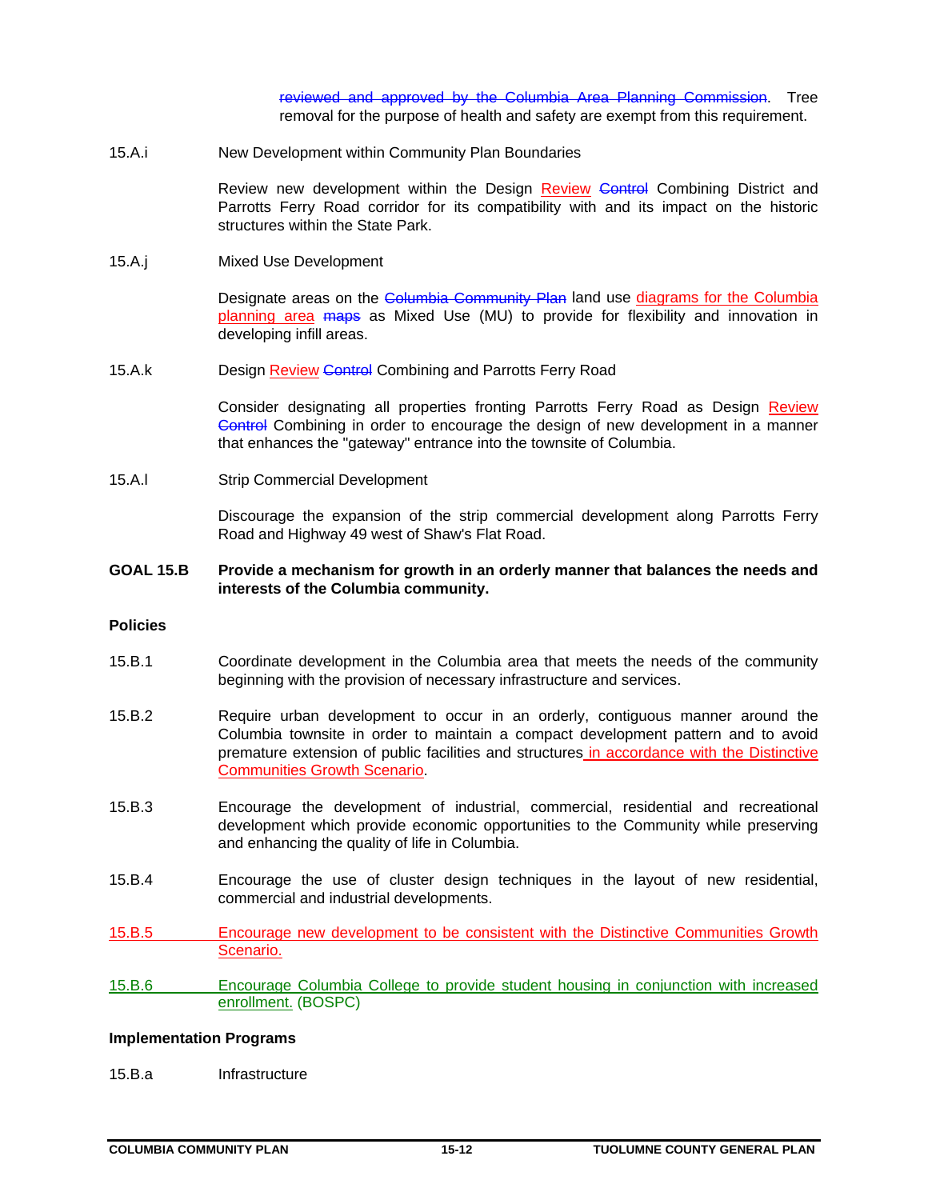~~reviewed and approved by the Columbia Area Planning Commission~~. Tree removal for the purpose of health and safety are exempt from this requirement.

15.A.i New Development within Community Plan Boundaries

Review new development within the Design <u>Review</u> ~~Control~~ Combining District and Parrotts Ferry Road corridor for its compatibility with and its impact on the historic structures within the State Park.

15.A.j Mixed Use Development

Designate areas on the ~~Columbia Community Plan~~ land use <u>diagrams for the Columbia planning area</u> ~~maps~~ as Mixed Use (MU) to provide for flexibility and innovation in developing infill areas.

15.A.k Design <u>Review</u> ~~Control~~ Combining and Parrotts Ferry Road

Consider designating all properties fronting Parrotts Ferry Road as Design <u>Review</u> ~~Control~~ Combining in order to encourage the design of new development in a manner that enhances the "gateway" entrance into the townsite of Columbia.

15.A.l Strip Commercial Development

Discourage the expansion of the strip commercial development along Parrotts Ferry Road and Highway 49 west of Shaw's Flat Road.

**GOAL 15.B Provide a mechanism for growth in an orderly manner that balances the needs and interests of the Columbia community.**

**Policies**

15.B.1 Coordinate development in the Columbia area that meets the needs of the community beginning with the provision of necessary infrastructure and services.

15.B.2 Require urban development to occur in an orderly, contiguous manner around the Columbia townsite in order to maintain a compact development pattern and to avoid premature extension of public facilities and structures<u> in accordance with the Distinctive Communities Growth Scenario</u>.

15.B.3 Encourage the development of industrial, commercial, residential and recreational development which provide economic opportunities to the Community while preserving and enhancing the quality of life in Columbia.

15.B.4 Encourage the use of cluster design techniques in the layout of new residential, commercial and industrial developments.

<u>15.B.5 Encourage new development to be consistent with the Distinctive Communities Growth Scenario.</u>

<u>15.B.6 Encourage Columbia College to provide student housing in conjunction with increased enrollment.</u> (BOSPC)

**Implementation Programs**

15.B.a Infrastructure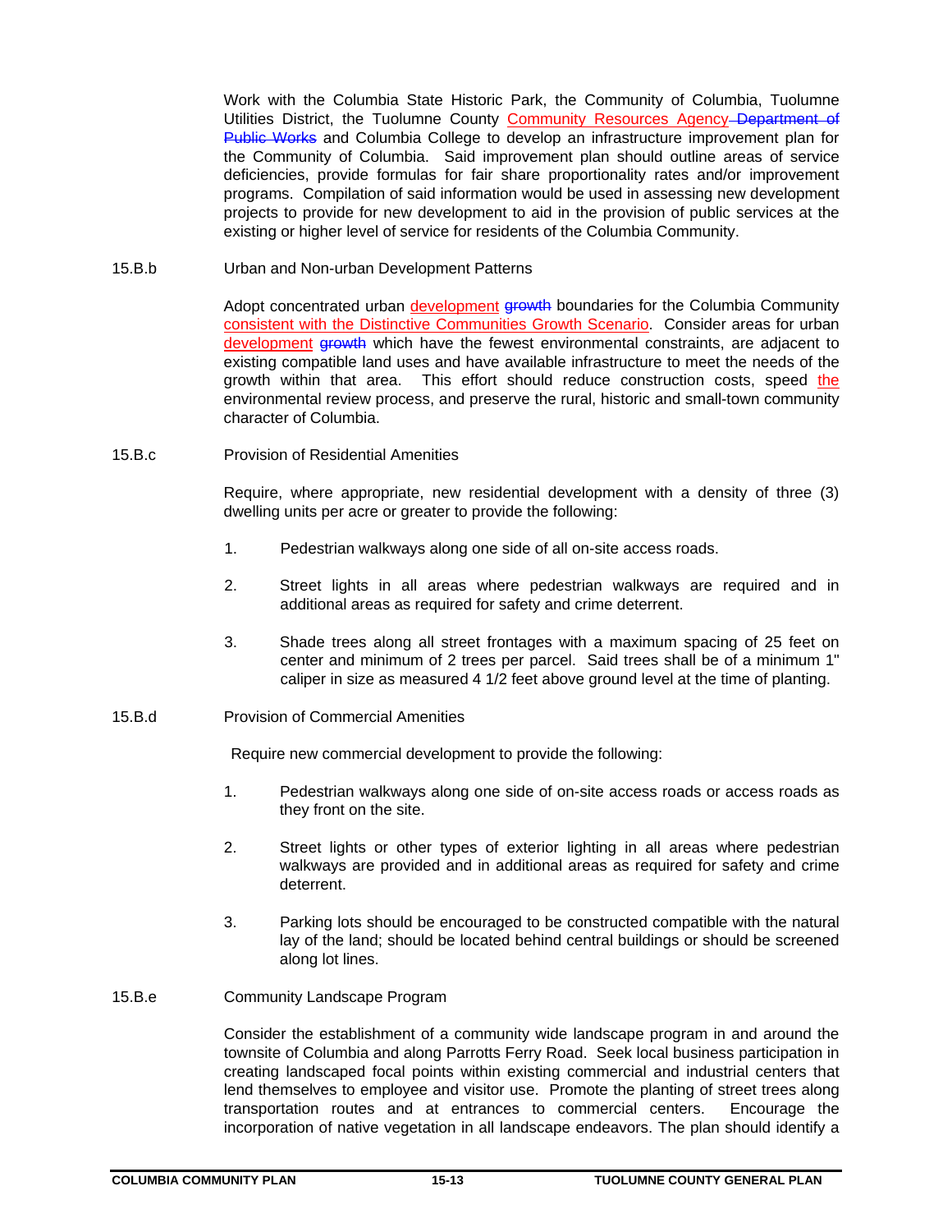Work with the Columbia State Historic Park, the Community of Columbia, Tuolumne Utilities District, the Tuolumne County Community Resources Agency ~~Department of Public Works~~ and Columbia College to develop an infrastructure improvement plan for the Community of Columbia. Said improvement plan should outline areas of service deficiencies, provide formulas for fair share proportionality rates and/or improvement programs. Compilation of said information would be used in assessing new development projects to provide for new development to aid in the provision of public services at the existing or higher level of service for residents of the Columbia Community.

15.B.b Urban and Non-urban Development Patterns

Adopt concentrated urban development ~~growth~~ boundaries for the Columbia Community consistent with the Distinctive Communities Growth Scenario. Consider areas for urban development ~~growth~~ which have the fewest environmental constraints, are adjacent to existing compatible land uses and have available infrastructure to meet the needs of the growth within that area. This effort should reduce construction costs, speed the environmental review process, and preserve the rural, historic and small-town community character of Columbia.

15.B.c Provision of Residential Amenities

Require, where appropriate, new residential development with a density of three (3) dwelling units per acre or greater to provide the following:

1. Pedestrian walkways along one side of all on-site access roads.
2. Street lights in all areas where pedestrian walkways are required and in additional areas as required for safety and crime deterrent.
3. Shade trees along all street frontages with a maximum spacing of 25 feet on center and minimum of 2 trees per parcel. Said trees shall be of a minimum 1" caliper in size as measured 4 1/2 feet above ground level at the time of planting.

15.B.d Provision of Commercial Amenities

Require new commercial development to provide the following:

1. Pedestrian walkways along one side of on-site access roads or access roads as they front on the site.
2. Street lights or other types of exterior lighting in all areas where pedestrian walkways are provided and in additional areas as required for safety and crime deterrent.
3. Parking lots should be encouraged to be constructed compatible with the natural lay of the land; should be located behind central buildings or should be screened along lot lines.

15.B.e Community Landscape Program

Consider the establishment of a community wide landscape program in and around the townsite of Columbia and along Parrotts Ferry Road. Seek local business participation in creating landscaped focal points within existing commercial and industrial centers that lend themselves to employee and visitor use. Promote the planting of street trees along transportation routes and at entrances to commercial centers. Encourage the incorporation of native vegetation in all landscape endeavors. The plan should identify a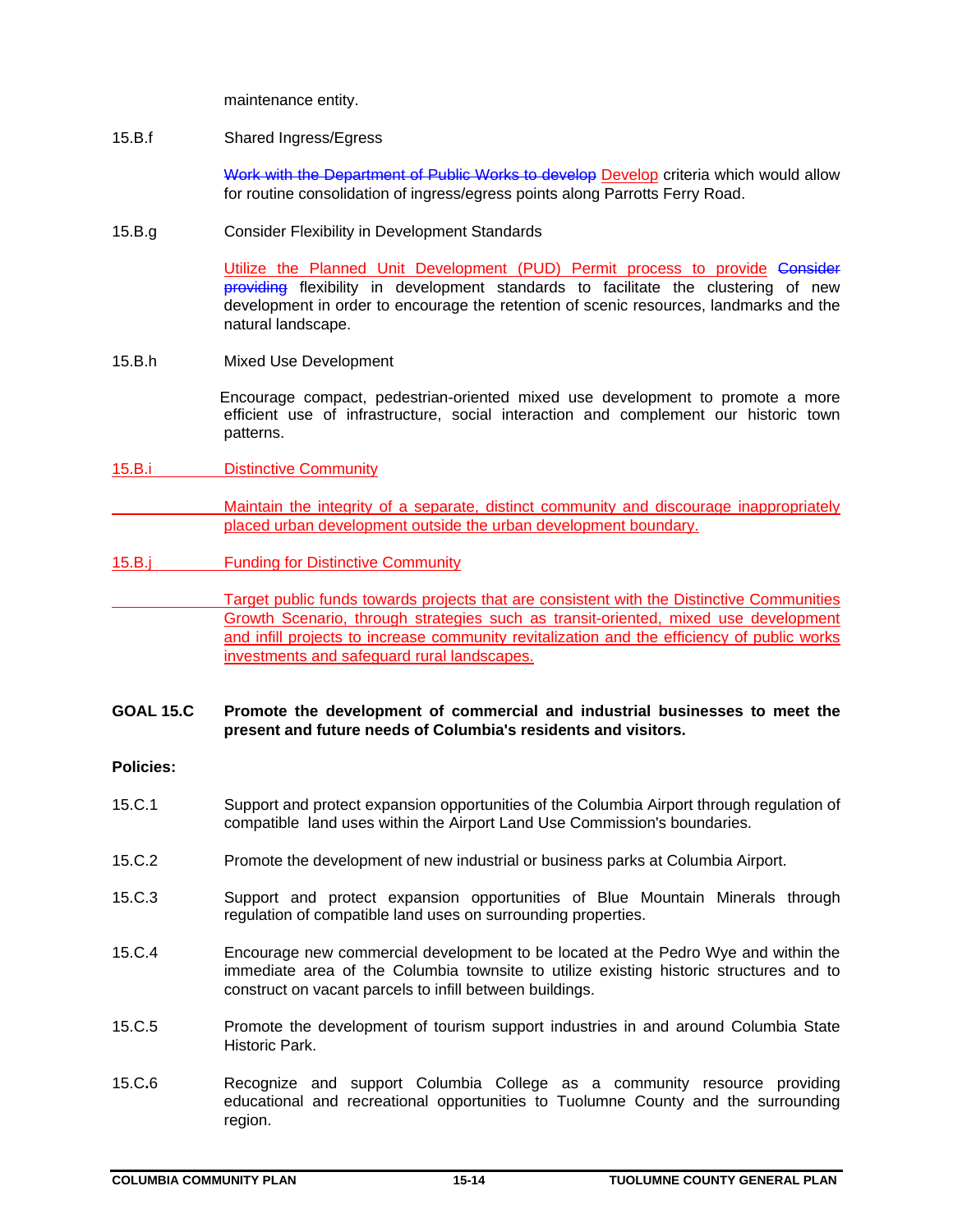maintenance entity.

15.B.f Shared Ingress/Egress

~~Work with the Department of Public Works to develop~~ Develop criteria which would allow for routine consolidation of ingress/egress points along Parrotts Ferry Road.

15.B.g Consider Flexibility in Development Standards

Utilize the Planned Unit Development (PUD) Permit process to provide ~~Consider providing~~ flexibility in development standards to facilitate the clustering of new development in order to encourage the retention of scenic resources, landmarks and the natural landscape.

15.B.h Mixed Use Development

Encourage compact, pedestrian-oriented mixed use development to promote a more efficient use of infrastructure, social interaction and complement our historic town patterns.

15.B.i Distinctive Community

Maintain the integrity of a separate, distinct community and discourage inappropriately placed urban development outside the urban development boundary.

15.B.j Funding for Distinctive Community

Target public funds towards projects that are consistent with the Distinctive Communities Growth Scenario, through strategies such as transit-oriented, mixed use development and infill projects to increase community revitalization and the efficiency of public works investments and safeguard rural landscapes.

**GOAL 15.C Promote the development of commercial and industrial businesses to meet the present and future needs of Columbia's residents and visitors.**

**Policies:**

15.C.1 Support and protect expansion opportunities of the Columbia Airport through regulation of compatible land uses within the Airport Land Use Commission's boundaries.

15.C.2 Promote the development of new industrial or business parks at Columbia Airport.

15.C.3 Support and protect expansion opportunities of Blue Mountain Minerals through regulation of compatible land uses on surrounding properties.

15.C.4 Encourage new commercial development to be located at the Pedro Wye and within the immediate area of the Columbia townsite to utilize existing historic structures and to construct on vacant parcels to infill between buildings.

15.C.5 Promote the development of tourism support industries in and around Columbia State Historic Park.

15.C.6 Recognize and support Columbia College as a community resource providing educational and recreational opportunities to Tuolumne County and the surrounding region.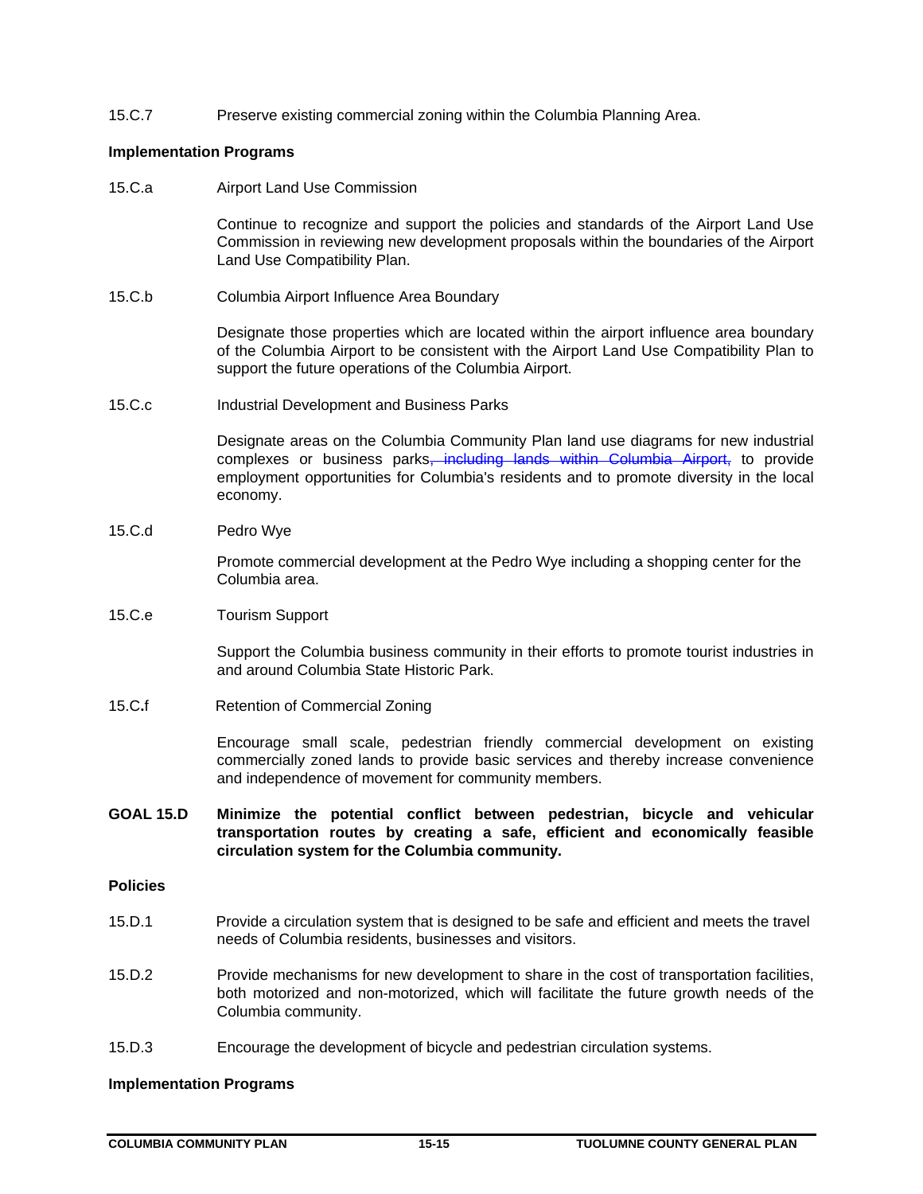15.C.7 Preserve existing commercial zoning within the Columbia Planning Area.

**Implementation Programs**

15.C.a Airport Land Use Commission

Continue to recognize and support the policies and standards of the Airport Land Use Commission in reviewing new development proposals within the boundaries of the Airport Land Use Compatibility Plan.

15.C.b Columbia Airport Influence Area Boundary

Designate those properties which are located within the airport influence area boundary of the Columbia Airport to be consistent with the Airport Land Use Compatibility Plan to support the future operations of the Columbia Airport.

15.C.c Industrial Development and Business Parks

Designate areas on the Columbia Community Plan land use diagrams for new industrial complexes or business parks~~, including lands within Columbia Airport,~~ to provide employment opportunities for Columbia's residents and to promote diversity in the local economy.

15.C.d Pedro Wye

Promote commercial development at the Pedro Wye including a shopping center for the Columbia area.

15.C.e Tourism Support

Support the Columbia business community in their efforts to promote tourist industries in and around Columbia State Historic Park.

15.C**.**f Retention of Commercial Zoning

Encourage small scale, pedestrian friendly commercial development on existing commercially zoned lands to provide basic services and thereby increase convenience and independence of movement for community members.

**GOAL 15.D Minimize the potential conflict between pedestrian, bicycle and vehicular transportation routes by creating a safe, efficient and economically feasible circulation system for the Columbia community.**

**Policies**

15.D.1 Provide a circulation system that is designed to be safe and efficient and meets the travel needs of Columbia residents, businesses and visitors.

15.D.2 Provide mechanisms for new development to share in the cost of transportation facilities, both motorized and non-motorized, which will facilitate the future growth needs of the Columbia community.

15.D.3 Encourage the development of bicycle and pedestrian circulation systems.

**Implementation Programs**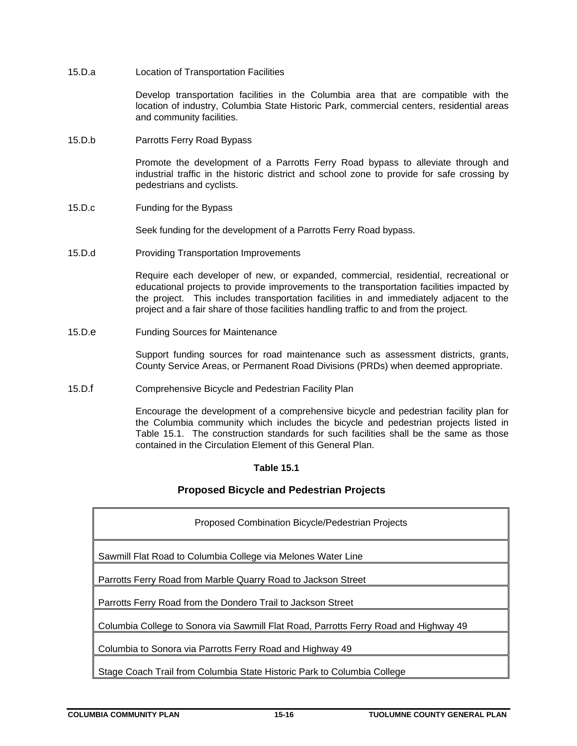15.D.a Location of Transportation Facilities

Develop transportation facilities in the Columbia area that are compatible with the location of industry, Columbia State Historic Park, commercial centers, residential areas and community facilities.

15.D.b Parrotts Ferry Road Bypass

Promote the development of a Parrotts Ferry Road bypass to alleviate through and industrial traffic in the historic district and school zone to provide for safe crossing by pedestrians and cyclists.

15.D.c Funding for the Bypass

Seek funding for the development of a Parrotts Ferry Road bypass.

15.D.d Providing Transportation Improvements

Require each developer of new, or expanded, commercial, residential, recreational or educational projects to provide improvements to the transportation facilities impacted by the project. This includes transportation facilities in and immediately adjacent to the project and a fair share of those facilities handling traffic to and from the project.

15.D.e Funding Sources for Maintenance

Support funding sources for road maintenance such as assessment districts, grants, County Service Areas, or Permanent Road Divisions (PRDs) when deemed appropriate.

15.D.f Comprehensive Bicycle and Pedestrian Facility Plan

Encourage the development of a comprehensive bicycle and pedestrian facility plan for the Columbia community which includes the bicycle and pedestrian projects listed in Table 15.1. The construction standards for such facilities shall be the same as those contained in the Circulation Element of this General Plan.

**Table 15.1**

**Proposed Bicycle and Pedestrian Projects**

| Proposed Combination Bicycle/Pedestrian Projects |
|---|
| Sawmill Flat Road to Columbia College via Melones Water Line |
| Parrotts Ferry Road from Marble Quarry Road to Jackson Street |
| Parrotts Ferry Road from the Dondero Trail to Jackson Street |
| Columbia College to Sonora via Sawmill Flat Road, Parrotts Ferry Road and Highway 49 |
| Columbia to Sonora via Parrotts Ferry Road and Highway 49 |
| Stage Coach Trail from Columbia State Historic Park to Columbia College |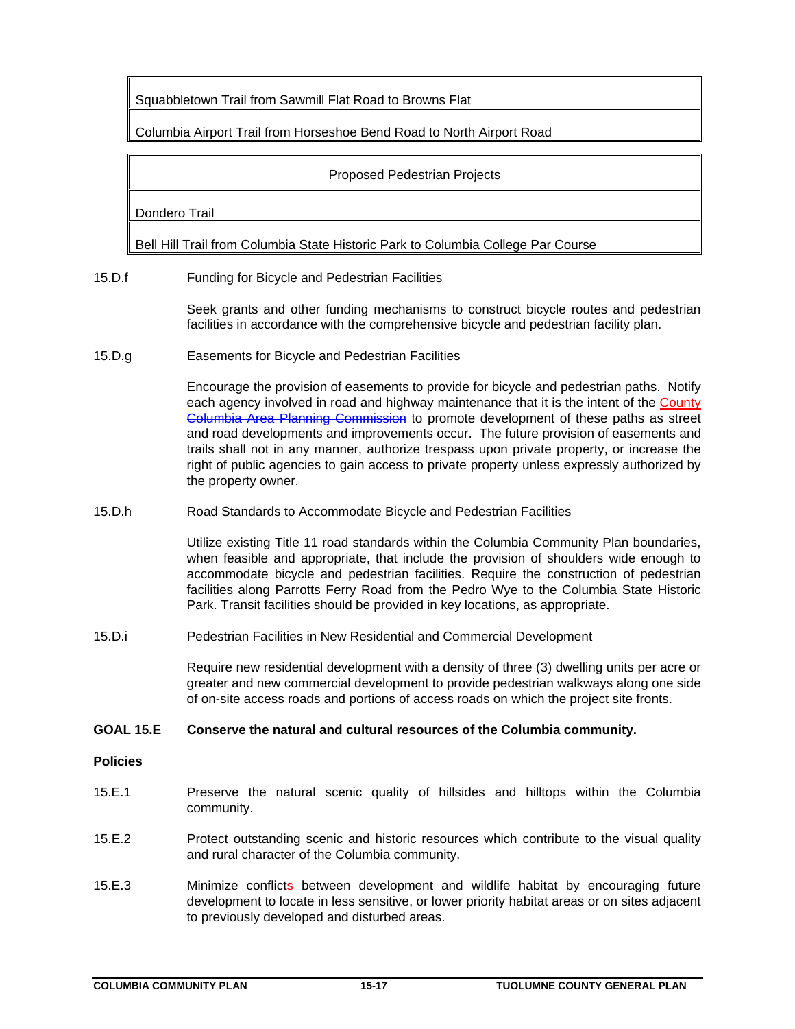| |
|---|
| Squabbletown Trail from Sawmill Flat Road to Browns Flat |
| Columbia Airport Trail from Horseshoe Bend Road to North Airport Road |

| Proposed Pedestrian Projects |
|---|
| Dondero Trail |
| Bell Hill Trail from Columbia State Historic Park to Columbia College Par Course |

15.D.f Funding for Bicycle and Pedestrian Facilities

Seek grants and other funding mechanisms to construct bicycle routes and pedestrian facilities in accordance with the comprehensive bicycle and pedestrian facility plan.

15.D.g Easements for Bicycle and Pedestrian Facilities

Encourage the provision of easements to provide for bicycle and pedestrian paths. Notify each agency involved in road and highway maintenance that it is the intent of the County ~~Columbia Area Planning Commission~~ to promote development of these paths as street and road developments and improvements occur. The future provision of easements and trails shall not in any manner, authorize trespass upon private property, or increase the right of public agencies to gain access to private property unless expressly authorized by the property owner.

15.D.h Road Standards to Accommodate Bicycle and Pedestrian Facilities

Utilize existing Title 11 road standards within the Columbia Community Plan boundaries, when feasible and appropriate, that include the provision of shoulders wide enough to accommodate bicycle and pedestrian facilities. Require the construction of pedestrian facilities along Parrotts Ferry Road from the Pedro Wye to the Columbia State Historic Park. Transit facilities should be provided in key locations, as appropriate.

15.D.i Pedestrian Facilities in New Residential and Commercial Development

Require new residential development with a density of three (3) dwelling units per acre or greater and new commercial development to provide pedestrian walkways along one side of on-site access roads and portions of access roads on which the project site fronts.

**GOAL 15.E Conserve the natural and cultural resources of the Columbia community.**

**Policies**

15.E.1 Preserve the natural scenic quality of hillsides and hilltops within the Columbia community.

15.E.2 Protect outstanding scenic and historic resources which contribute to the visual quality and rural character of the Columbia community.

15.E.3 Minimize conflicts between development and wildlife habitat by encouraging future development to locate in less sensitive, or lower priority habitat areas or on sites adjacent to previously developed and disturbed areas.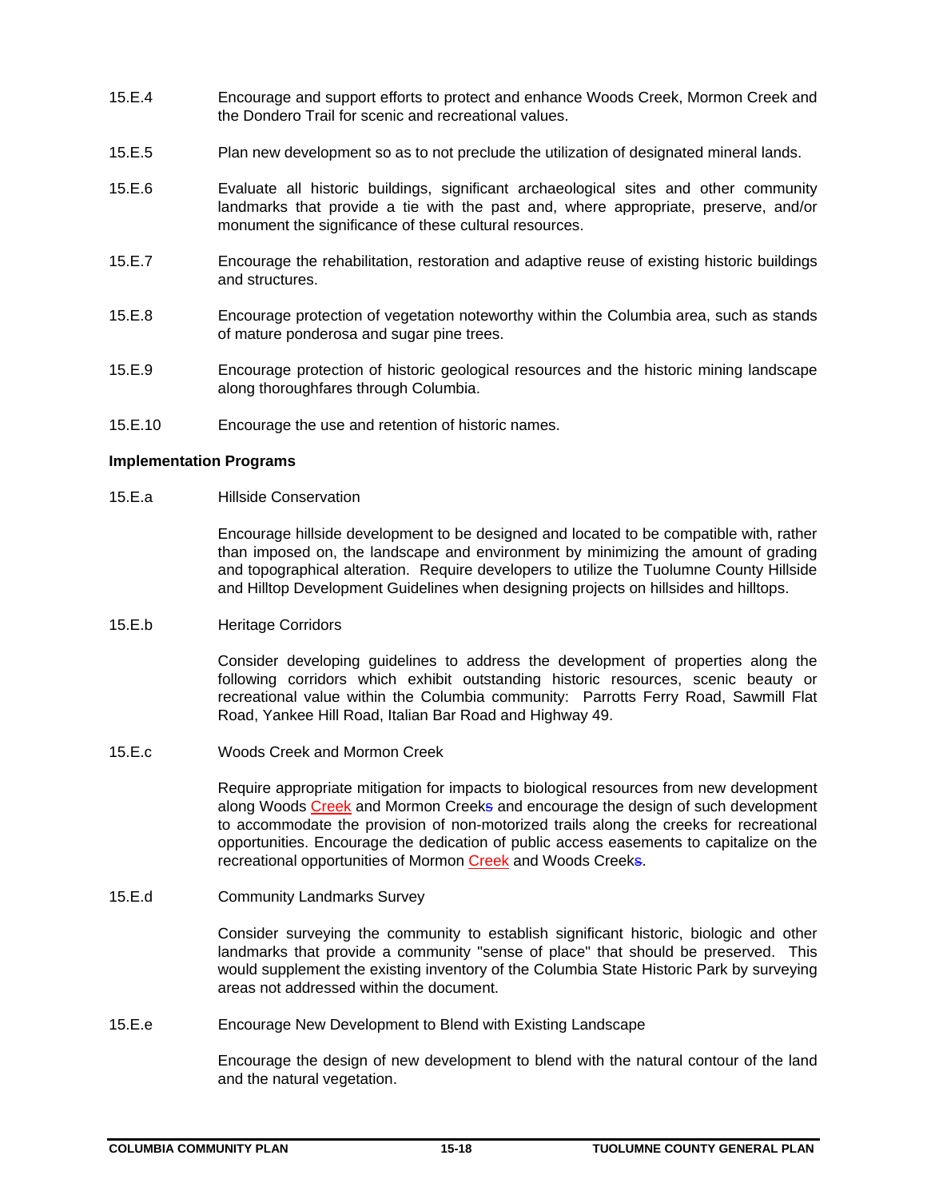15.E.4 Encourage and support efforts to protect and enhance Woods Creek, Mormon Creek and the Dondero Trail for scenic and recreational values.

15.E.5 Plan new development so as to not preclude the utilization of designated mineral lands.

15.E.6 Evaluate all historic buildings, significant archaeological sites and other community landmarks that provide a tie with the past and, where appropriate, preserve, and/or monument the significance of these cultural resources.

15.E.7 Encourage the rehabilitation, restoration and adaptive reuse of existing historic buildings and structures.

15.E.8 Encourage protection of vegetation noteworthy within the Columbia area, such as stands of mature ponderosa and sugar pine trees.

15.E.9 Encourage protection of historic geological resources and the historic mining landscape along thoroughfares through Columbia.

15.E.10 Encourage the use and retention of historic names.

**Implementation Programs**

15.E.a Hillside Conservation

Encourage hillside development to be designed and located to be compatible with, rather than imposed on, the landscape and environment by minimizing the amount of grading and topographical alteration. Require developers to utilize the Tuolumne County Hillside and Hilltop Development Guidelines when designing projects on hillsides and hilltops.

15.E.b Heritage Corridors

Consider developing guidelines to address the development of properties along the following corridors which exhibit outstanding historic resources, scenic beauty or recreational value within the Columbia community: Parrotts Ferry Road, Sawmill Flat Road, Yankee Hill Road, Italian Bar Road and Highway 49.

15.E.c Woods Creek and Mormon Creek

Require appropriate mitigation for impacts to biological resources from new development along Woods Creek and Mormon Creek~~s~~ and encourage the design of such development to accommodate the provision of non-motorized trails along the creeks for recreational opportunities. Encourage the dedication of public access easements to capitalize on the recreational opportunities of Mormon Creek and Woods Creek~~s~~.

15.E.d Community Landmarks Survey

Consider surveying the community to establish significant historic, biologic and other landmarks that provide a community "sense of place" that should be preserved. This would supplement the existing inventory of the Columbia State Historic Park by surveying areas not addressed within the document.

15.E.e Encourage New Development to Blend with Existing Landscape

Encourage the design of new development to blend with the natural contour of the land and the natural vegetation.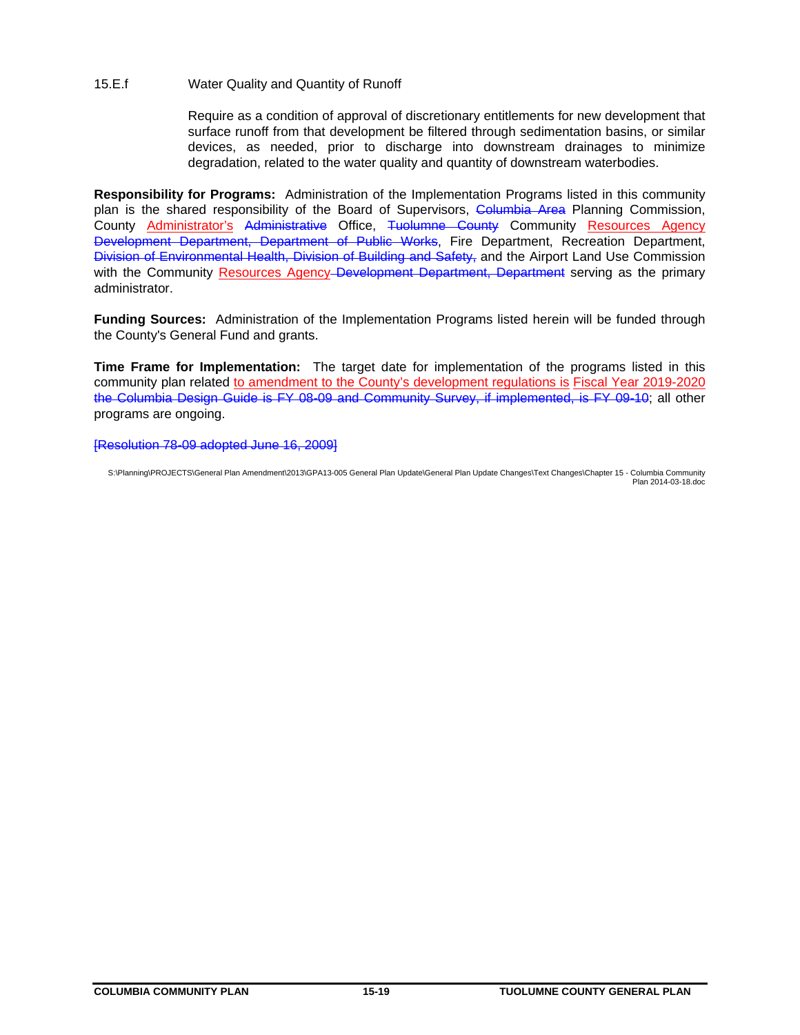15.E.f Water Quality and Quantity of Runoff

Require as a condition of approval of discretionary entitlements for new development that surface runoff from that development be filtered through sedimentation basins, or similar devices, as needed, prior to discharge into downstream drainages to minimize degradation, related to the water quality and quantity of downstream waterbodies.

**Responsibility for Programs:** Administration of the Implementation Programs listed in this community plan is the shared responsibility of the Board of Supervisors, ~~Columbia Area~~ Planning Commission, County Administrator's ~~Administrative~~ Office, ~~Tuolumne County~~ Community Resources Agency ~~Development Department, Department of Public Works~~, Fire Department, Recreation Department, ~~Division of Environmental Health, Division of Building and Safety,~~ and the Airport Land Use Commission with the Community Resources Agency ~~Development Department, Department~~ serving as the primary administrator.

**Funding Sources:** Administration of the Implementation Programs listed herein will be funded through the County's General Fund and grants.

**Time Frame for Implementation:** The target date for implementation of the programs listed in this community plan related to amendment to the County's development regulations is Fiscal Year 2019-2020 ~~the Columbia Design Guide is FY 08-09 and Community Survey, if implemented, is FY 09-10~~; all other programs are ongoing.

~~[Resolution 78-09 adopted June 16, 2009]~~

S:\Planning\PROJECTS\General Plan Amendment\2013\GPA13-005 General Plan Update\General Plan Update Changes\Text Changes\Chapter 15 - Columbia Community Plan 2014-03-18.doc